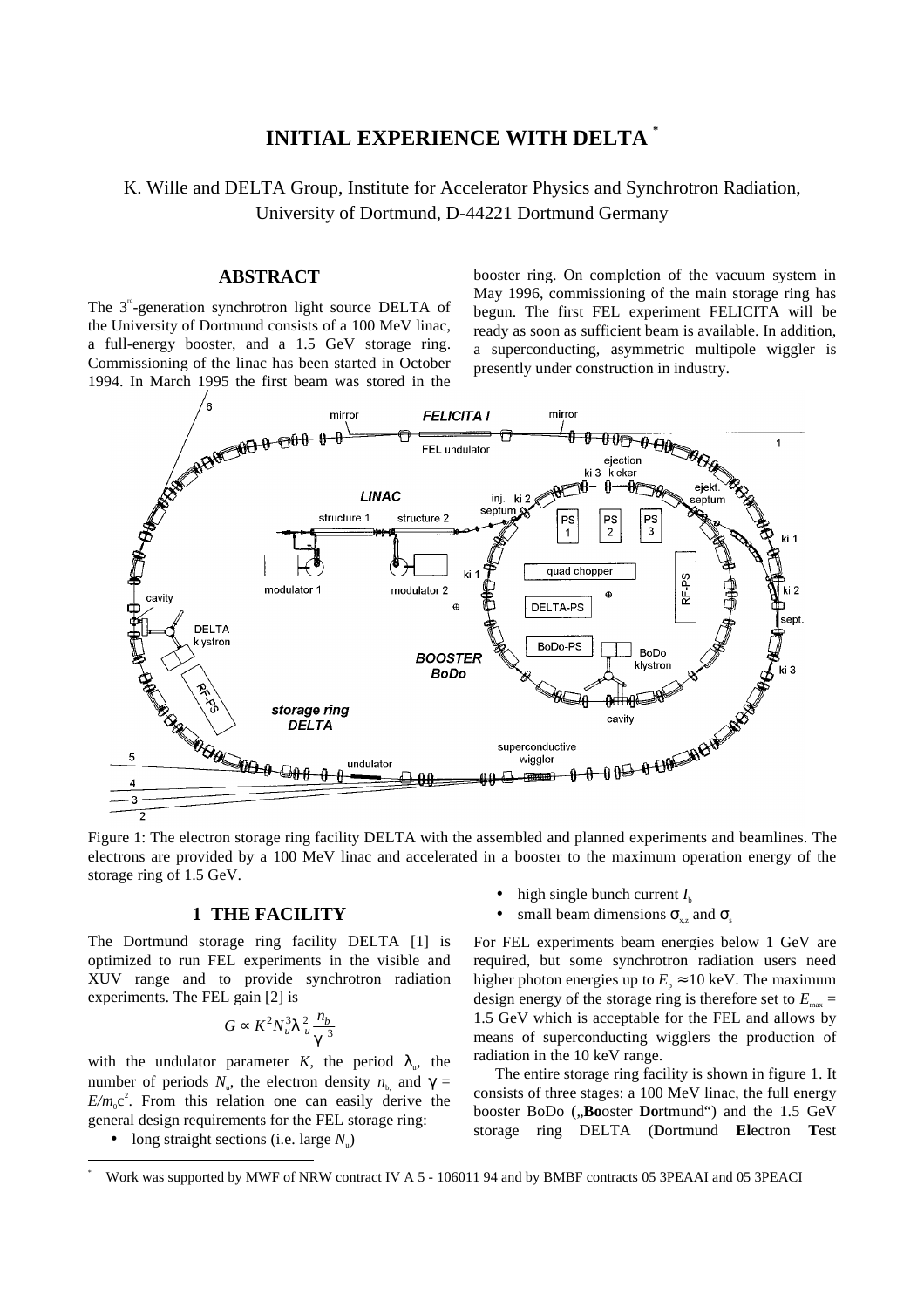# INITIAL EXPERIENCE WITH DELTA *

K. Wille and DELTA Group, Institute for Accelerator Physics and Synchrotron Radiation, University of Dortmund, D-44221 Dortmund Germany

## ABSTRACT

The 3rd-generation synchrotron light source DELTA of the University of Dortmund consists of a 100 MeV linac, a full-energy booster, and a 1.5 GeV storage ring. Commissioning of the linac has been started in October 1994. In March 1995 the first beam was stored in the booster ring. On completion of the vacuum system in May 1996, commissioning of the main storage ring has begun. The first FEL experiment FELICITA will be ready as soon as sufficient beam is available. In addition, a superconducting, asymmetric multipole wiggler is presently under construction in industry.

Figure 1: The electron storage ring facility DELTA with the assembled and planned experiments and beamlines. The electrons are provided by a 100 MeV linac and accelerated in a booster to the maximum operation energy of the storage ring of 1.5 GeV.

## 1 THE FACILITY

The Dortmund storage ring facility DELTA [1] is optimized to run FEL experiments in the visible and XUV range and to provide synchrotron radiation experiments. The FEL gain [2] is

$$G \propto K^2 N_u^3 \lambda_u^2 \frac{n_b}{\gamma^3}$$

with the undulator parameter $K$, the period $\lambda_u$, the number of periods $N_u$, the electron density $n_b$, and $\gamma = E/m_0c^2$. From this relation one can easily derive the general design requirements for the FEL storage ring:

- long straight sections (i.e. large $N_u$)
- high single bunch current $I_b$
- small beam dimensions $\sigma_{x,z}$ and $\sigma_s$

For FEL experiments beam energies below 1 GeV are required, but some synchrotron radiation users need higher photon energies up to $E_p \approx 10$ keV. The maximum design energy of the storage ring is therefore set to $E_{max}$ = 1.5 GeV which is acceptable for the FEL and allows by means of superconducting wigglers the production of radiation in the 10 keV range.

The entire storage ring facility is shown in figure 1. It consists of three stages: a 100 MeV linac, the full energy booster BoDo („**Bo**oster **Do**rtmund“) and the 1.5 GeV storage ring DELTA (**D**ortmund **El**ectron **T**est

---

* Work was supported by MWF of NRW contract IV A 5 - 106011 94 and by BMBF contracts 05 3PEAAI and 05 3PEACI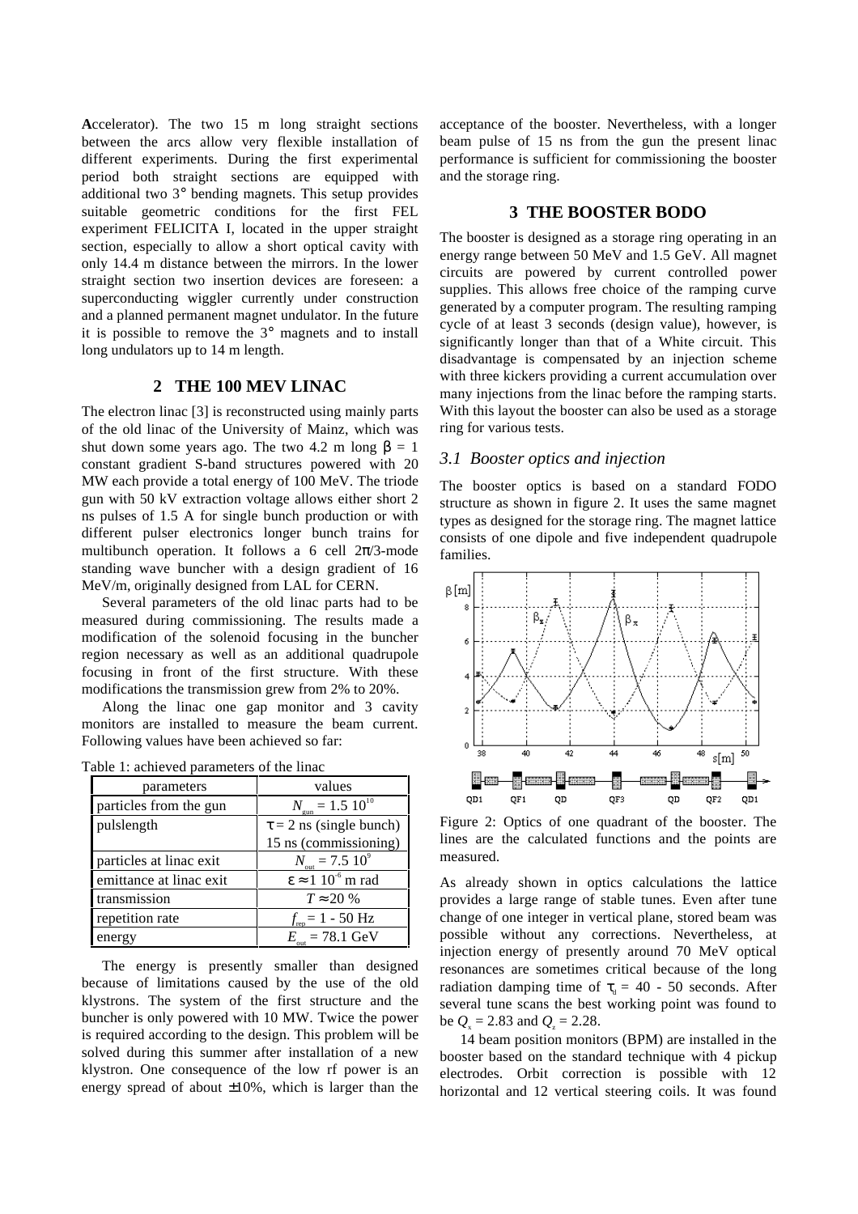**A**ccelerator). The two 15 m long straight sections between the arcs allow very flexible installation of different experiments. During the first experimental period both straight sections are equipped with additional two 3° bending magnets. This setup provides suitable geometric conditions for the first FEL experiment FELICITA I, located in the upper straight section, especially to allow a short optical cavity with only 14.4 m distance between the mirrors. In the lower straight section two insertion devices are foreseen: a superconducting wiggler currently under construction and a planned permanent magnet undulator. In the future it is possible to remove the 3° magnets and to install long undulators up to 14 m length.

## 2 THE 100 MEV LINAC

The electron linac [3] is reconstructed using mainly parts of the old linac of the University of Mainz, which was shut down some years ago. The two 4.2 m long $\beta = 1$ constant gradient S-band structures powered with 20 MW each provide a total energy of 100 MeV. The triode gun with 50 kV extraction voltage allows either short 2 ns pulses of 1.5 A for single bunch production or with different pulser electronics longer bunch trains for multibunch operation. It follows a 6 cell $2\pi/3$-mode standing wave buncher with a design gradient of 16 MeV/m, originally designed from LAL for CERN.

Several parameters of the old linac parts had to be measured during commissioning. The results made a modification of the solenoid focusing in the buncher region necessary as well as an additional quadrupole focusing in front of the first structure. With these modifications the transmission grew from 2% to 20%.

Along the linac one gap monitor and 3 cavity monitors are installed to measure the beam current. Following values have been achieved so far:

Table 1: achieved parameters of the linac

| parameters | values |
|---|---|
| particles from the gun | $N_{gun} = 1.5\ 10^{10}$ |
| pulslength | $\tau = 2$ ns (single bunch) 15 ns (commissioning) |
| particles at linac exit | $N_{out} = 7.5\ 10^{9}$ |
| emittance at linac exit | $\varepsilon \approx 1\ 10^{-6}$ m rad |
| transmission | $T \approx 20$ % |
| repetition rate | $f_{rep} = 1 - 50$ Hz |
| energy | $E_{out} = 78.1$ GeV |

The energy is presently smaller than designed because of limitations caused by the use of the old klystrons. The system of the first structure and the buncher is only powered with 10 MW. Twice the power is required according to the design. This problem will be solved during this summer after installation of a new klystron. One consequence of the low rf power is an energy spread of about ±10%, which is larger than the acceptance of the booster. Nevertheless, with a longer beam pulse of 15 ns from the gun the present linac performance is sufficient for commissioning the booster and the storage ring.

## 3 THE BOOSTER BODO

The booster is designed as a storage ring operating in an energy range between 50 MeV and 1.5 GeV. All magnet circuits are powered by current controlled power supplies. This allows free choice of the ramping curve generated by a computer program. The resulting ramping cycle of at least 3 seconds (design value), however, is significantly longer than that of a White circuit. This disadvantage is compensated by an injection scheme with three kickers providing a current accumulation over many injections from the linac before the ramping starts. With this layout the booster can also be used as a storage ring for various tests.

### *3.1 Booster optics and injection*

The booster optics is based on a standard FODO structure as shown in figure 2. It uses the same magnet types as designed for the storage ring. The magnet lattice consists of one dipole and five independent quadrupole families.

Figure 2: Optics of one quadrant of the booster. The lines are the calculated functions and the points are measured.

As already shown in optics calculations the lattice provides a large range of stable tunes. Even after tune change of one integer in vertical plane, stored beam was possible without any corrections. Nevertheless, at injection energy of presently around 70 MeV optical resonances are sometimes critical because of the long radiation damping time of $\tau_d = 40$ - 50 seconds. After several tune scans the best working point was found to be $Q_x = 2.83$ and $Q_z = 2.28$.

14 beam position monitors (BPM) are installed in the booster based on the standard technique with 4 pickup electrodes. Orbit correction is possible with 12 horizontal and 12 vertical steering coils. It was found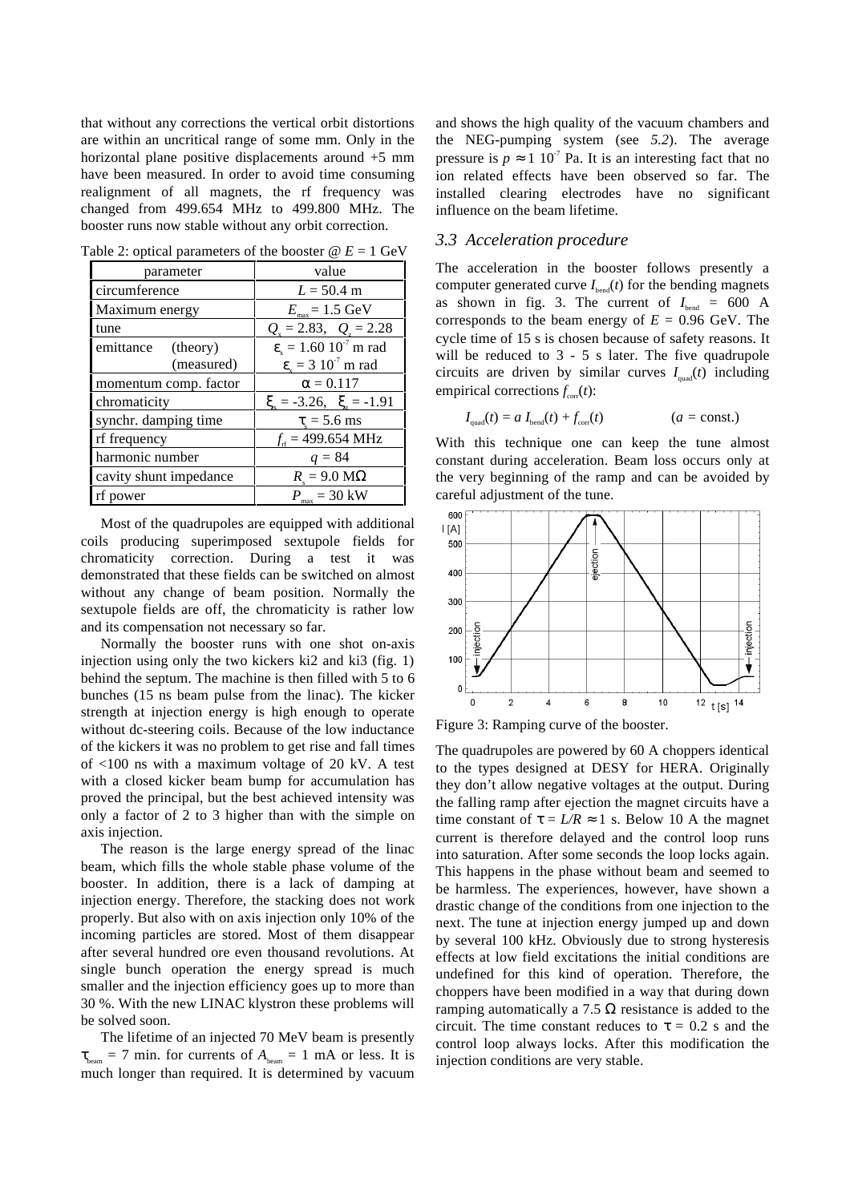that without any corrections the vertical orbit distortions are within an uncritical range of some mm. Only in the horizontal plane positive displacements around +5 mm have been measured. In order to avoid time consuming realignment of all magnets, the rf frequency was changed from 499.654 MHz to 499.800 MHz. The booster runs now stable without any orbit correction.

Table 2: optical parameters of the booster @ $E$ = 1 GeV

| parameter | value |
|---|---|
| circumference | $L$ = 50.4 m |
| Maximum energy | $E_{max}$ = 1.5 GeV |
| tune | $Q_x$ = 2.83, $Q_z$ = 2.28 |
| emittance (theory) | $\varepsilon_x = 1.60\ 10^{-7}$ m rad |
| (measured) | $\varepsilon_x = 3\ 10^{-7}$ m rad |
| momentum comp. factor | $\alpha$ = 0.117 |
| chromaticity | $\xi_x$ = -3.26, $\xi_z$ = -1.91 |
| synchr. damping time | $\tau_s$ = 5.6 ms |
| rf frequency | $f_{rf}$ = 499.654 MHz |
| harmonic number | $q$ = 84 |
| cavity shunt impedance | $R_s$ = 9.0 MΩ |
| rf power | $P_{max}$ = 30 kW |

Most of the quadrupoles are equipped with additional coils producing superimposed sextupole fields for chromaticity correction. During a test it was demonstrated that these fields can be switched on almost without any change of beam position. Normally the sextupole fields are off, the chromaticity is rather low and its compensation not necessary so far.

Normally the booster runs with one shot on-axis injection using only the two kickers ki2 and ki3 (fig. 1) behind the septum. The machine is then filled with 5 to 6 bunches (15 ns beam pulse from the linac). The kicker strength at injection energy is high enough to operate without dc-steering coils. Because of the low inductance of the kickers it was no problem to get rise and fall times of <100 ns with a maximum voltage of 20 kV. A test with a closed kicker beam bump for accumulation has proved the principal, but the best achieved intensity was only a factor of 2 to 3 higher than with the simple on axis injection.

The reason is the large energy spread of the linac beam, which fills the whole stable phase volume of the booster. In addition, there is a lack of damping at injection energy. Therefore, the stacking does not work properly. But also with on axis injection only 10% of the incoming particles are stored. Most of them disappear after several hundred ore even thousand revolutions. At single bunch operation the energy spread is much smaller and the injection efficiency goes up to more than 30 %. With the new LINAC klystron these problems will be solved soon.

The lifetime of an injected 70 MeV beam is presently $\tau_{beam}$ = 7 min. for currents of $A_{beam}$ = 1 mA or less. It is much longer than required. It is determined by vacuum and shows the high quality of the vacuum chambers and the NEG-pumping system (see *5.2*). The average pressure is $p \approx 1\ 10^{-7}$ Pa. It is an interesting fact that no ion related effects have been observed so far. The installed clearing electrodes have no significant influence on the beam lifetime.

### *3.3 Acceleration procedure*

The acceleration in the booster follows presently a computer generated curve $I_{bend}(t)$ for the bending magnets as shown in fig. 3. The current of $I_{bend}$ = 600 A corresponds to the beam energy of $E$ = 0.96 GeV. The cycle time of 15 s is chosen because of safety reasons. It will be reduced to 3 - 5 s later. The five quadrupole circuits are driven by similar curves $I_{quad}(t)$ including empirical corrections $f_{corr}(t)$:

$$I_{quad}(t) = a\ I_{bend}(t) + f_{corr}(t) \qquad (a = \text{const.})$$

With this technique one can keep the tune almost constant during acceleration. Beam loss occurs only at the very beginning of the ramp and can be avoided by careful adjustment of the tune.

Figure 3: Ramping curve of the booster.

The quadrupoles are powered by 60 A choppers identical to the types designed at DESY for HERA. Originally they don't allow negative voltages at the output. During the falling ramp after ejection the magnet circuits have a time constant of $\tau = L/R \approx 1$ s. Below 10 A the magnet current is therefore delayed and the control loop runs into saturation. After some seconds the loop locks again. This happens in the phase without beam and seemed to be harmless. The experiences, however, have shown a drastic change of the conditions from one injection to the next. The tune at injection energy jumped up and down by several 100 kHz. Obviously due to strong hysteresis effects at low field excitations the initial conditions are undefined for this kind of operation. Therefore, the choppers have been modified in a way that during down ramping automatically a 7.5 Ω resistance is added to the circuit. The time constant reduces to $\tau$ = 0.2 s and the control loop always locks. After this modification the injection conditions are very stable.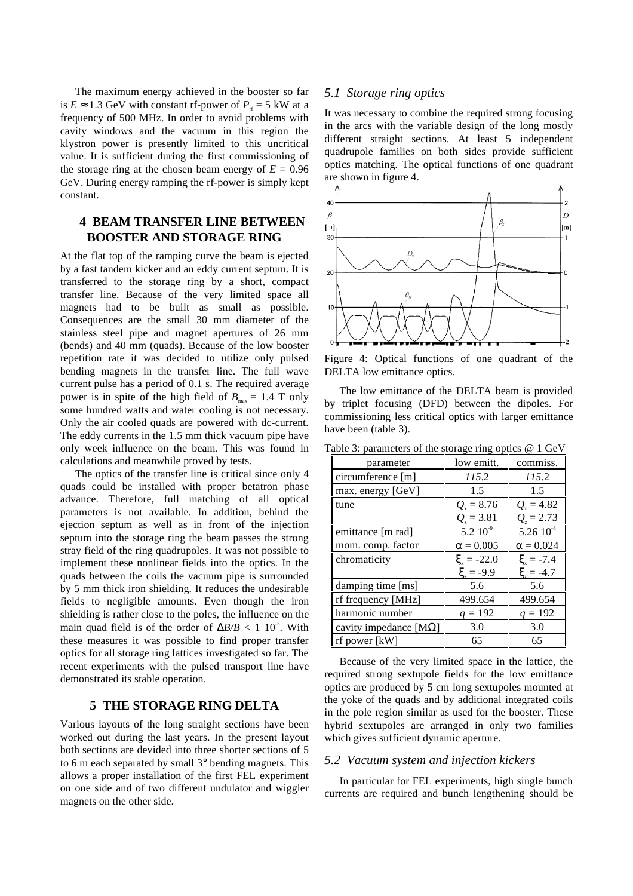The maximum energy achieved in the booster so far is $E \approx 1.3$ GeV with constant rf-power of $P_{rf} = 5$ kW at a frequency of 500 MHz. In order to avoid problems with cavity windows and the vacuum in this region the klystron power is presently limited to this uncritical value. It is sufficient during the first commissioning of the storage ring at the chosen beam energy of $E = 0.96$ GeV. During energy ramping the rf-power is simply kept constant.

## 4 BEAM TRANSFER LINE BETWEEN BOOSTER AND STORAGE RING

At the flat top of the ramping curve the beam is ejected by a fast tandem kicker and an eddy current septum. It is transferred to the storage ring by a short, compact transfer line. Because of the very limited space all magnets had to be built as small as possible. Consequences are the small 30 mm diameter of the stainless steel pipe and magnet apertures of 26 mm (bends) and 40 mm (quads). Because of the low booster repetition rate it was decided to utilize only pulsed bending magnets in the transfer line. The full wave current pulse has a period of 0.1 s. The required average power is in spite of the high field of $B_{max} = 1.4$ T only some hundred watts and water cooling is not necessary. Only the air cooled quads are powered with dc-current. The eddy currents in the 1.5 mm thick vacuum pipe have only week influence on the beam. This was found in calculations and meanwhile proved by tests.

The optics of the transfer line is critical since only 4 quads could be installed with proper betatron phase advance. Therefore, full matching of all optical parameters is not available. In addition, behind the ejection septum as well as in front of the injection septum into the storage ring the beam passes the strong stray field of the ring quadrupoles. It was not possible to implement these nonlinear fields into the optics. In the quads between the coils the vacuum pipe is surrounded by 5 mm thick iron shielding. It reduces the undesirable fields to negligible amounts. Even though the iron shielding is rather close to the poles, the influence on the main quad field is of the order of $\Delta B/B < 1 \cdot 10^{-3}$. With these measures it was possible to find proper transfer optics for all storage ring lattices investigated so far. The recent experiments with the pulsed transport line have demonstrated its stable operation.

## 5 THE STORAGE RING DELTA

Various layouts of the long straight sections have been worked out during the last years. In the present layout both sections are devided into three shorter sections of 5 to 6 m each separated by small 3° bending magnets. This allows a proper installation of the first FEL experiment on one side and of two different undulator and wiggler magnets on the other side.

### 5.1 Storage ring optics

It was necessary to combine the required strong focusing in the arcs with the variable design of the long mostly different straight sections. At least 5 independent quadrupole families on both sides provide sufficient optics matching. The optical functions of one quadrant are shown in figure 4.

Figure 4: Optical functions of one quadrant of the DELTA low emittance optics.

The low emittance of the DELTA beam is provided by triplet focusing (DFD) between the dipoles. For commissioning less critical optics with larger emittance have been (table 3).

Table 3: parameters of the storage ring optics @ 1 GeV

| parameter | low emitt. | commiss. |
| --- | --- | --- |
| circumference [m] | *115*.2 | *115*.2 |
| max. energy [GeV] | 1.5 | 1.5 |
| tune | $Q_x = 8.76$ <br> $Q_z = 3.81$ | $Q_x = 4.82$ <br> $Q_z = 2.73$ |
| emittance [m rad] | $5.2 \cdot 10^{-9}$ | $5.26 \cdot 10^{-8}$ |
| mom. comp. factor | $\alpha = 0.005$ | $\alpha = 0.024$ |
| chromaticity | $\xi_x = -22.0$ <br> $\xi_z = -9.9$ | $\xi_x = -7.4$ <br> $\xi_z = -4.7$ |
| damping time [ms] | 5.6 | 5.6 |
| rf frequency [MHz] | 499.654 | 499.654 |
| harmonic number | $q = 192$ | $q = 192$ |
| cavity impedance [MΩ] | 3.0 | 3.0 |
| rf power [kW] | 65 | 65 |

Because of the very limited space in the lattice, the required strong sextupole fields for the low emittance optics are produced by 5 cm long sextupoles mounted at the yoke of the quads and by additional integrated coils in the pole region similar as used for the booster. These hybrid sextupoles are arranged in only two families which gives sufficient dynamic aperture.

### 5.2 Vacuum system and injection kickers

In particular for FEL experiments, high single bunch currents are required and bunch lengthening should be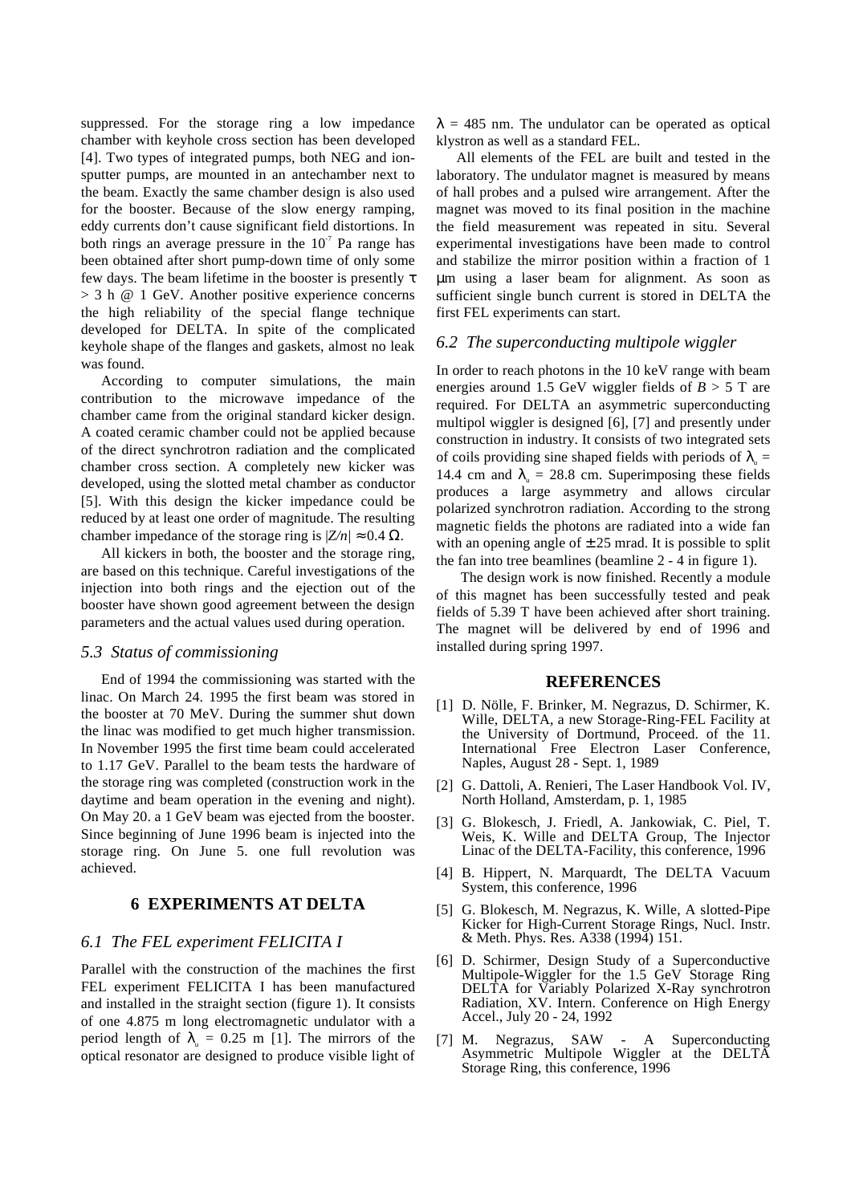suppressed. For the storage ring a low impedance chamber with keyhole cross section has been developed [4]. Two types of integrated pumps, both NEG and ion-sputter pumps, are mounted in an antechamber next to the beam. Exactly the same chamber design is also used for the booster. Because of the slow energy ramping, eddy currents don't cause significant field distortions. In both rings an average pressure in the $10^{-7}$ Pa range has been obtained after short pump-down time of only some few days. The beam lifetime in the booster is presently $\tau > 3$ h @ 1 GeV. Another positive experience concerns the high reliability of the special flange technique developed for DELTA. In spite of the complicated keyhole shape of the flanges and gaskets, almost no leak was found.

According to computer simulations, the main contribution to the microwave impedance of the chamber came from the original standard kicker design. A coated ceramic chamber could not be applied because of the direct synchrotron radiation and the complicated chamber cross section. A completely new kicker was developed, using the slotted metal chamber as conductor [5]. With this design the kicker impedance could be reduced by at least one order of magnitude. The resulting chamber impedance of the storage ring is $|Z/n| \approx 0.4\ \Omega$.

All kickers in both, the booster and the storage ring, are based on this technique. Careful investigations of the injection into both rings and the ejection out of the booster have shown good agreement between the design parameters and the actual values used during operation.

### *5.3 Status of commissioning*

End of 1994 the commissioning was started with the linac. On March 24. 1995 the first beam was stored in the booster at 70 MeV. During the summer shut down the linac was modified to get much higher transmission. In November 1995 the first time beam could accelerated to 1.17 GeV. Parallel to the beam tests the hardware of the storage ring was completed (construction work in the daytime and beam operation in the evening and night). On May 20. a 1 GeV beam was ejected from the booster. Since beginning of June 1996 beam is injected into the storage ring. On June 5. one full revolution was achieved.

## 6 EXPERIMENTS AT DELTA

### *6.1 The FEL experiment FELICITA I*

Parallel with the construction of the machines the first FEL experiment FELICITA I has been manufactured and installed in the straight section (figure 1). It consists of one 4.875 m long electromagnetic undulator with a period length of $\lambda_u = 0.25$ m [1]. The mirrors of the optical resonator are designed to produce visible light of $\lambda = 485$ nm. The undulator can be operated as optical klystron as well as a standard FEL.

All elements of the FEL are built and tested in the laboratory. The undulator magnet is measured by means of hall probes and a pulsed wire arrangement. After the magnet was moved to its final position in the machine the field measurement was repeated in situ. Several experimental investigations have been made to control and stabilize the mirror position within a fraction of 1 µm using a laser beam for alignment. As soon as sufficient single bunch current is stored in DELTA the first FEL experiments can start.

### *6.2 The superconducting multipole wiggler*

In order to reach photons in the 10 keV range with beam energies around 1.5 GeV wiggler fields of $B > 5$ T are required. For DELTA an asymmetric superconducting multipol wiggler is designed [6], [7] and presently under construction in industry. It consists of two integrated sets of coils providing sine shaped fields with periods of $\lambda_u = 14.4$ cm and $\lambda_u = 28.8$ cm. Superimposing these fields produces a large asymmetry and allows circular polarized synchrotron radiation. According to the strong magnetic fields the photons are radiated into a wide fan with an opening angle of $\pm 25$ mrad. It is possible to split the fan into tree beamlines (beamline 2 - 4 in figure 1).

The design work is now finished. Recently a module of this magnet has been successfully tested and peak fields of 5.39 T have been achieved after short training. The magnet will be delivered by end of 1996 and installed during spring 1997.

## REFERENCES

[1] D. Nölle, F. Brinker, M. Negrazus, D. Schirmer, K. Wille, DELTA, a new Storage-Ring-FEL Facility at the University of Dortmund, Proceed. of the 11. International Free Electron Laser Conference, Naples, August 28 - Sept. 1, 1989

[2] G. Dattoli, A. Renieri, The Laser Handbook Vol. IV, North Holland, Amsterdam, p. 1, 1985

[3] G. Blokesch, J. Friedl, A. Jankowiak, C. Piel, T. Weis, K. Wille and DELTA Group, The Injector Linac of the DELTA-Facility, this conference, 1996

[4] B. Hippert, N. Marquardt, The DELTA Vacuum System, this conference, 1996

[5] G. Blokesch, M. Negrazus, K. Wille, A slotted-Pipe Kicker for High-Current Storage Rings, Nucl. Instr. & Meth. Phys. Res. A338 (1994) 151.

[6] D. Schirmer, Design Study of a Superconductive Multipole-Wiggler for the 1.5 GeV Storage Ring DELTA for Variably Polarized X-Ray synchrotron Radiation, XV. Intern. Conference on High Energy Accel., July 20 - 24, 1992

[7] M. Negrazus, SAW - A Superconducting Asymmetric Multipole Wiggler at the DELTA Storage Ring, this conference, 1996